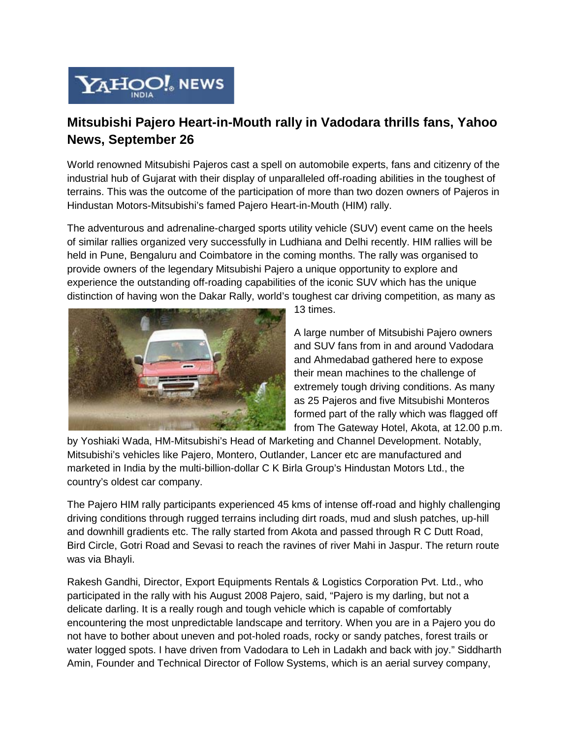# Mitsubishi Pajero Heart-in-Mouth rally in Vadodara thrills fans, Yahoo News, September 26

World renowned Mitsubishi Pajeros cast a spell on automobile experts, fans and citizenry of the industrial hub of Gujarat with their display of unparalleled off-roading abilities in the toughest of terrains. This was the outcome of the participation of more than two dozen owners of Pajeros in Hindustan Motors-Mitsubishi's famed Pajero Heart-in-Mouth (HIM) rally.

The adventurous and adrenaline-charged sports utility vehicle (SUV) event came on the heels of similar rallies organized very successfully in Ludhiana and Delhi recently. HIM rallies will be held in Pune, Bengaluru and Coimbatore in the coming months. The rally was organised to provide owners of the legendary Mitsubishi Pajero a unique opportunity to explore and experience the outstanding off-roading capabilities of the iconic SUV which has the unique distinction of having won the Dakar Rally, world's toughest car driving competition, as many as 13 times.

A large number of Mitsubishi Pajero owners and SUV fans from in and around Vadodara and Ahmedabad gathered here to expose their mean machines to the challenge of extremely tough driving conditions. As many as 25 Pajeros and five Mitsubishi Monteros formed part of the rally which was flagged off from The Gateway Hotel, Akota, at 12.00 p.m. by Yoshiaki Wada, HM-Mitsubishi's Head of Marketing and Channel Development. Notably, Mitsubishi's vehicles like Pajero, Montero, Outlander, Lancer etc are manufactured and marketed in India by the multi-billion-dollar C K Birla Group's Hindustan Motors Ltd., the country's oldest car company.

The Pajero HIM rally participants experienced 45 kms of intense off-road and highly challenging driving conditions through rugged terrains including dirt roads, mud and slush patches, up-hill and downhill gradients etc. The rally started from Akota and passed through R C Dutt Road, Bird Circle, Gotri Road and Sevasi to reach the ravines of river Mahi in Jaspur. The return route was via Bhayli.

Rakesh Gandhi, Director, Export Equipments Rentals & Logistics Corporation Pvt. Ltd., who participated in the rally with his August 2008 Pajero, said, "Pajero is my darling, but not a delicate darling. It is a really rough and tough vehicle which is capable of comfortably encountering the most unpredictable landscape and territory. When you are in a Pajero you do not have to bother about uneven and pot-holed roads, rocky or sandy patches, forest trails or water logged spots. I have driven from Vadodara to Leh in Ladakh and back with joy." Siddharth Amin, Founder and Technical Director of Follow Systems, which is an aerial survey company,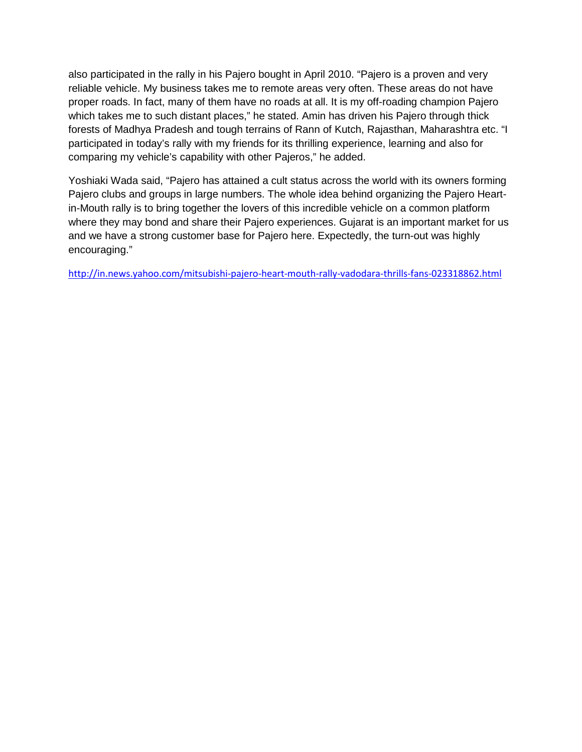also participated in the rally in his Pajero bought in April 2010. "Pajero is a proven and very reliable vehicle. My business takes me to remote areas very often. These areas do not have proper roads. In fact, many of them have no roads at all. It is my off-roading champion Pajero which takes me to such distant places," he stated. Amin has driven his Pajero through thick forests of Madhya Pradesh and tough terrains of Rann of Kutch, Rajasthan, Maharashtra etc. "I participated in today's rally with my friends for its thrilling experience, learning and also for comparing my vehicle's capability with other Pajeros," he added.

Yoshiaki Wada said, "Pajero has attained a cult status across the world with its owners forming Pajero clubs and groups in large numbers. The whole idea behind organizing the Pajero Heart-in-Mouth rally is to bring together the lovers of this incredible vehicle on a common platform where they may bond and share their Pajero experiences. Gujarat is an important market for us and we have a strong customer base for Pajero here. Expectedly, the turn-out was highly encouraging."

http://in.news.yahoo.com/mitsubishi-pajero-heart-mouth-rally-vadodara-thrills-fans-023318862.html